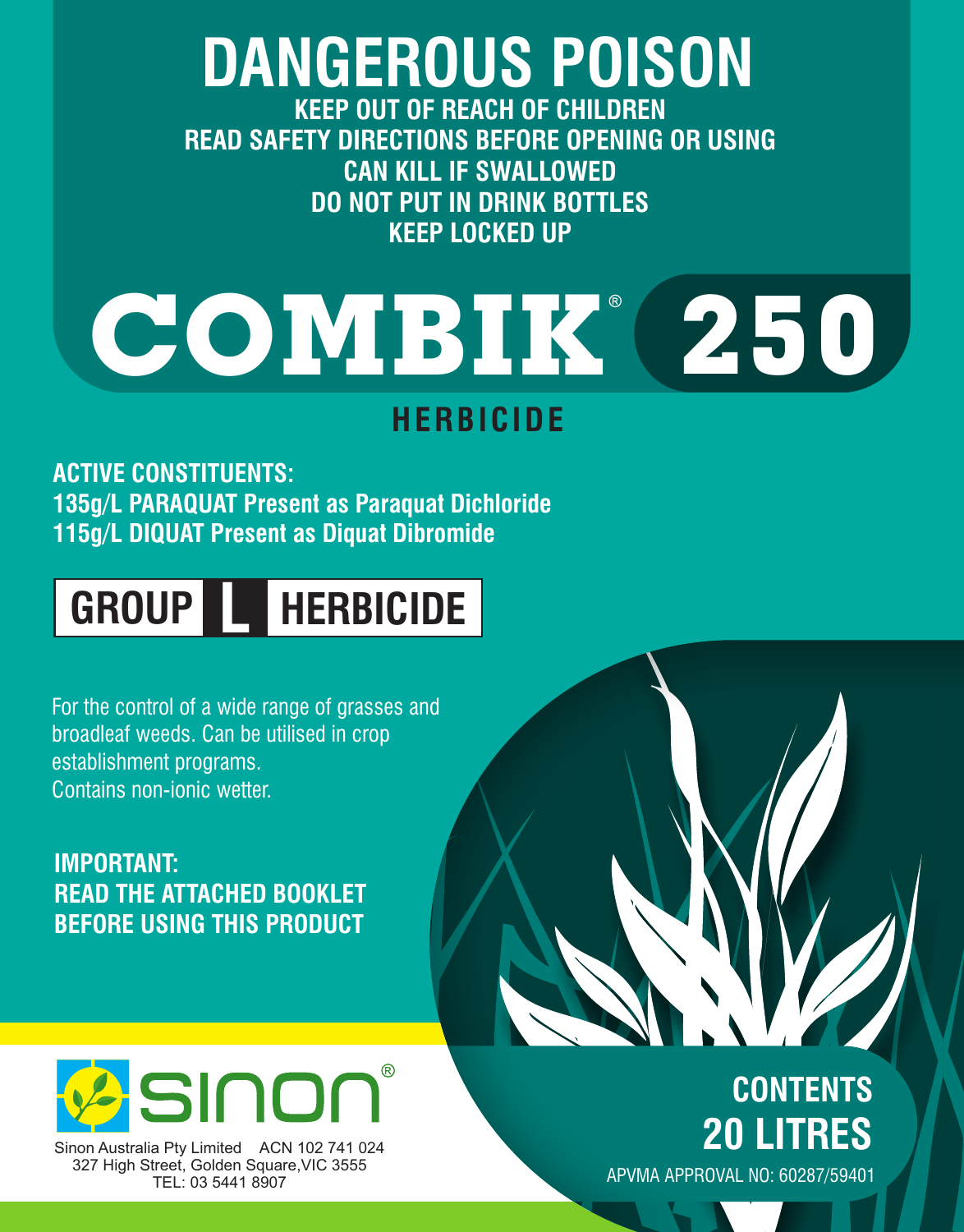# DANGEROUS POISON

**KEEP OUT OF REACH OF CHILDREN**
**READ SAFETY DIRECTIONS BEFORE OPENING OR USING**
**CAN KILL IF SWALLOWED**
**DO NOT PUT IN DRINK BOTTLES**
**KEEP LOCKED UP**

# COMBIK® 250

## HERBICIDE

**ACTIVE CONSTITUENTS:**
**135g/L PARAQUAT Present as Paraquat Dichloride**
**115g/L DIQUAT Present as Diquat Dibromide**

**GROUP L HERBICIDE**

For the control of a wide range of grasses and broadleaf weeds. Can be utilised in crop establishment programs.
Contains non-ionic wetter.

**IMPORTANT:**
**READ THE ATTACHED BOOKLET BEFORE USING THIS PRODUCT**

sinon®

Sinon Australia Pty Limited ACN 102 741 024
327 High Street, Golden Square, VIC 3555
TEL: 03 5441 8907

**CONTENTS**
**20 LITRES**

APVMA APPROVAL NO: 60287/59401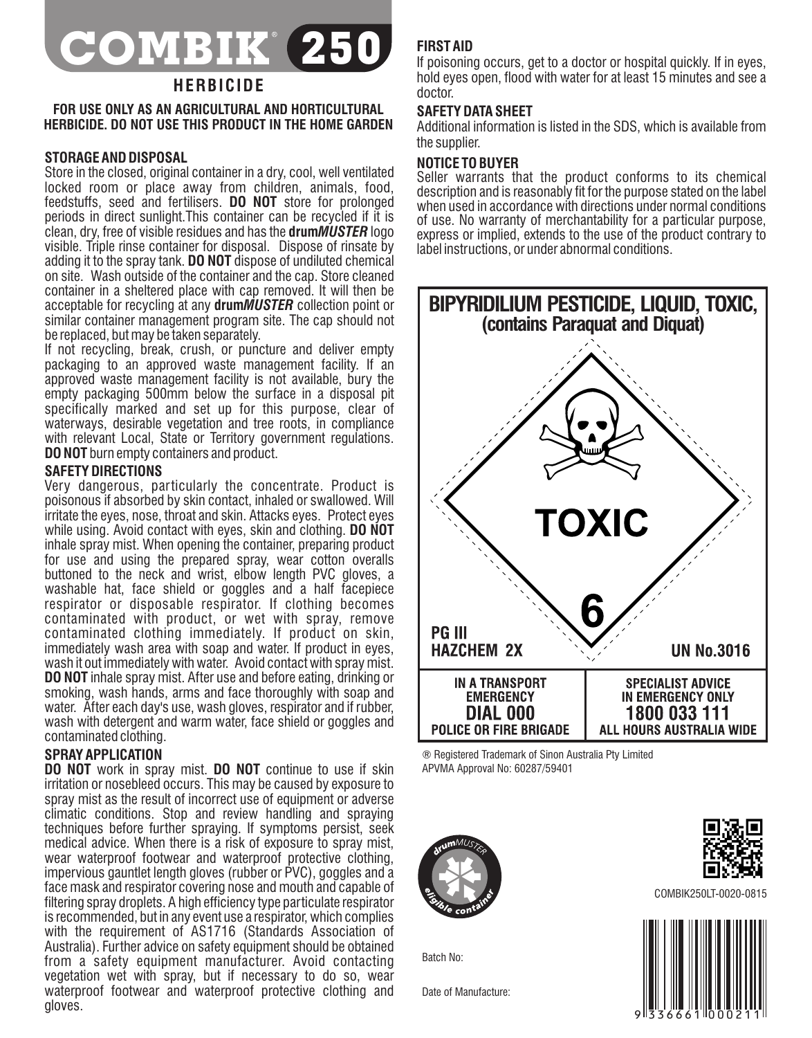# COMBIK® 250

## HERBICIDE

**FOR USE ONLY AS AN AGRICULTURAL AND HORTICULTURAL HERBICIDE. DO NOT USE THIS PRODUCT IN THE HOME GARDEN**

### STORAGE AND DISPOSAL

Store in the closed, original container in a dry, cool, well ventilated locked room or place away from children, animals, food, feedstuffs, seed and fertilisers. **DO NOT** store for prolonged periods in direct sunlight.This container can be recycled if it is clean, dry, free of visible residues and has the **drum*MUSTER*** logo visible. Triple rinse container for disposal. Dispose of rinsate by adding it to the spray tank. **DO NOT** dispose of undiluted chemical on site. Wash outside of the container and the cap. Store cleaned container in a sheltered place with cap removed. It will then be acceptable for recycling at any **drum*MUSTER*** collection point or similar container management program site. The cap should not be replaced, but may be taken separately.

If not recycling, break, crush, or puncture and deliver empty packaging to an approved waste management facility. If an approved waste management facility is not available, bury the empty packaging 500mm below the surface in a disposal pit specifically marked and set up for this purpose, clear of waterways, desirable vegetation and tree roots, in compliance with relevant Local, State or Territory government regulations. **DO NOT** burn empty containers and product.

### SAFETY DIRECTIONS

Very dangerous, particularly the concentrate. Product is poisonous if absorbed by skin contact, inhaled or swallowed. Will irritate the eyes, nose, throat and skin. Attacks eyes. Protect eyes while using. Avoid contact with eyes, skin and clothing. **DO NOT** inhale spray mist. When opening the container, preparing product for use and using the prepared spray, wear cotton overalls buttoned to the neck and wrist, elbow length PVC gloves, a washable hat, face shield or goggles and a half facepiece respirator or disposable respirator. If clothing becomes contaminated with product, or wet with spray, remove contaminated clothing immediately. If product on skin, immediately wash area with soap and water. If product in eyes, wash it out immediately with water. Avoid contact with spray mist. **DO NOT** inhale spray mist. After use and before eating, drinking or smoking, wash hands, arms and face thoroughly with soap and water. After each day's use, wash gloves, respirator and if rubber, wash with detergent and warm water, face shield or goggles and contaminated clothing.

### SPRAY APPLICATION

**DO NOT** work in spray mist. **DO NOT** continue to use if skin irritation or nosebleed occurs. This may be caused by exposure to spray mist as the result of incorrect use of equipment or adverse climatic conditions. Stop and review handling and spraying techniques before further spraying. If symptoms persist, seek medical advice. When there is a risk of exposure to spray mist, wear waterproof footwear and waterproof protective clothing, impervious gauntlet length gloves (rubber or PVC), goggles and a face mask and respirator covering nose and mouth and capable of filtering spray droplets. A high efficiency type particulate respirator is recommended, but in any event use a respirator, which complies with the requirement of AS1716 (Standards Association of Australia). Further advice on safety equipment should be obtained from a safety equipment manufacturer. Avoid contacting vegetation wet with spray, but if necessary to do so, wear waterproof footwear and waterproof protective clothing and gloves.

### FIRST AID

If poisoning occurs, get to a doctor or hospital quickly. If in eyes, hold eyes open, flood with water for at least 15 minutes and see a doctor.

### SAFETY DATA SHEET

Additional information is listed in the SDS, which is available from the supplier.

### NOTICE TO BUYER

Seller warrants that the product conforms to its chemical description and is reasonably fit for the purpose stated on the label when used in accordance with directions under normal conditions of use. No warranty of merchantability for a particular purpose, express or implied, extends to the use of the product contrary to label instructions, or under abnormal conditions.

**BIPYRIDILIUM PESTICIDE, LIQUID, TOXIC, (contains Paraquat and Diquat)**

TOXIC

6

PG III
HAZCHEM 2X

UN No.3016

| IN A TRANSPORT EMERGENCY DIAL 000 POLICE OR FIRE BRIGADE | SPECIALIST ADVICE IN EMERGENCY ONLY 1800 033 111 ALL HOURS AUSTRALIA WIDE |
|---|---|

® Registered Trademark of Sinon Australia Pty Limited
APVMA Approval No: 60287/59401

drumMUSTER eligible container

COMBIK250LT-0020-0815

Batch No:

Date of Manufacture:

9 336661 000211